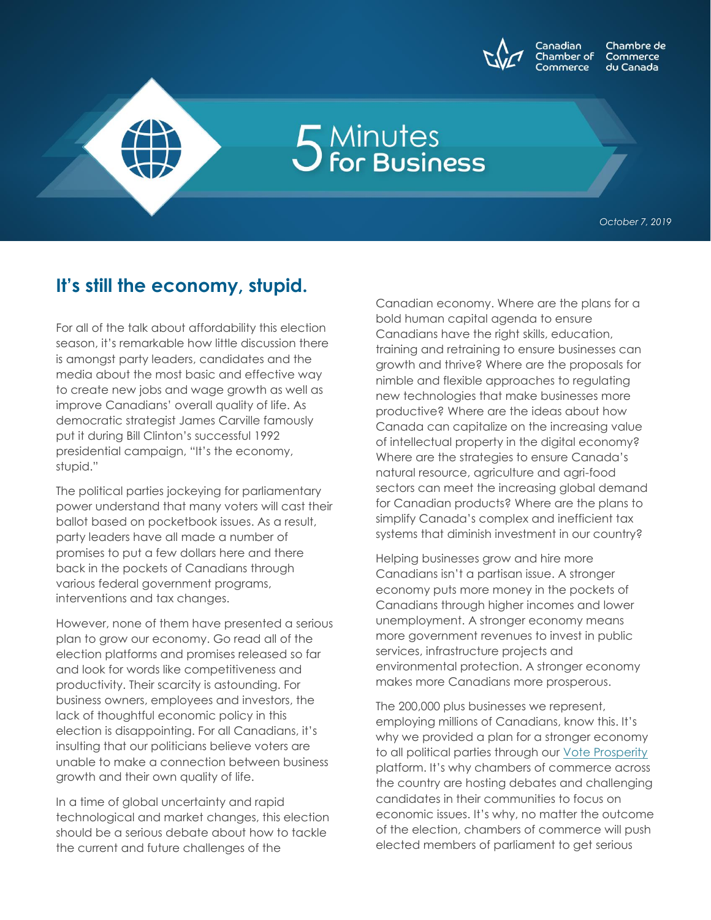Canadian Chamber of Commerce | Chambre de Commerce du Canada

# 5 Minutes for Business

*October 7, 2019*

## It's still the economy, stupid.

For all of the talk about affordability this election season, it's remarkable how little discussion there is amongst party leaders, candidates and the media about the most basic and effective way to create new jobs and wage growth as well as improve Canadians' overall quality of life. As democratic strategist James Carville famously put it during Bill Clinton's successful 1992 presidential campaign, "It's the economy, stupid."

The political parties jockeying for parliamentary power understand that many voters will cast their ballot based on pocketbook issues. As a result, party leaders have all made a number of promises to put a few dollars here and there back in the pockets of Canadians through various federal government programs, interventions and tax changes.

However, none of them have presented a serious plan to grow our economy. Go read all of the election platforms and promises released so far and look for words like competitiveness and productivity. Their scarcity is astounding. For business owners, employees and investors, the lack of thoughtful economic policy in this election is disappointing. For all Canadians, it's insulting that our politicians believe voters are unable to make a connection between business growth and their own quality of life.

In a time of global uncertainty and rapid technological and market changes, this election should be a serious debate about how to tackle the current and future challenges of the Canadian economy. Where are the plans for a bold human capital agenda to ensure Canadians have the right skills, education, training and retraining to ensure businesses can growth and thrive? Where are the proposals for nimble and flexible approaches to regulating new technologies that make businesses more productive? Where are the ideas about how Canada can capitalize on the increasing value of intellectual property in the digital economy? Where are the strategies to ensure Canada's natural resource, agriculture and agri-food sectors can meet the increasing global demand for Canadian products? Where are the plans to simplify Canada's complex and inefficient tax systems that diminish investment in our country?

Helping businesses grow and hire more Canadians isn't a partisan issue. A stronger economy puts more money in the pockets of Canadians through higher incomes and lower unemployment. A stronger economy means more government revenues to invest in public services, infrastructure projects and environmental protection. A stronger economy makes more Canadians more prosperous.

The 200,000 plus businesses we represent, employing millions of Canadians, know this. It's why we provided a plan for a stronger economy to all political parties through our Vote Prosperity platform. It's why chambers of commerce across the country are hosting debates and challenging candidates in their communities to focus on economic issues. It's why, no matter the outcome of the election, chambers of commerce will push elected members of parliament to get serious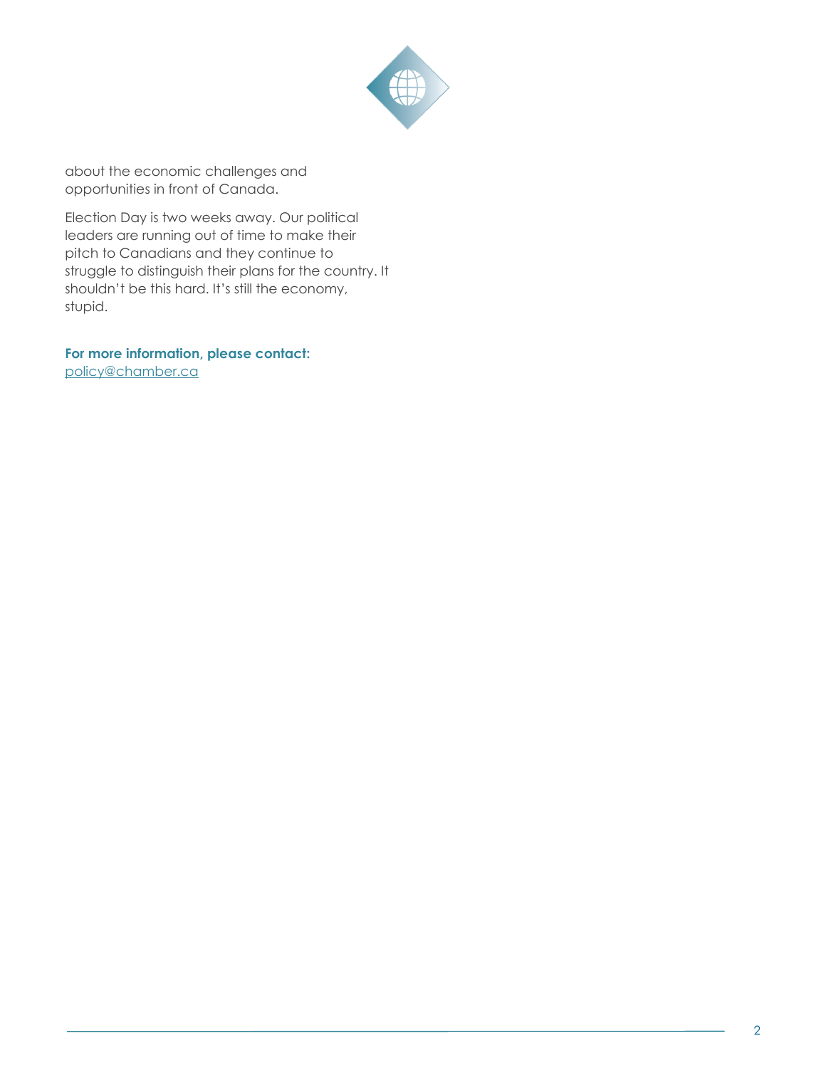about the economic challenges and opportunities in front of Canada.

Election Day is two weeks away. Our political leaders are running out of time to make their pitch to Canadians and they continue to struggle to distinguish their plans for the country. It shouldn't be this hard. It's still the economy, stupid.

**For more information, please contact:**
policy@chamber.ca